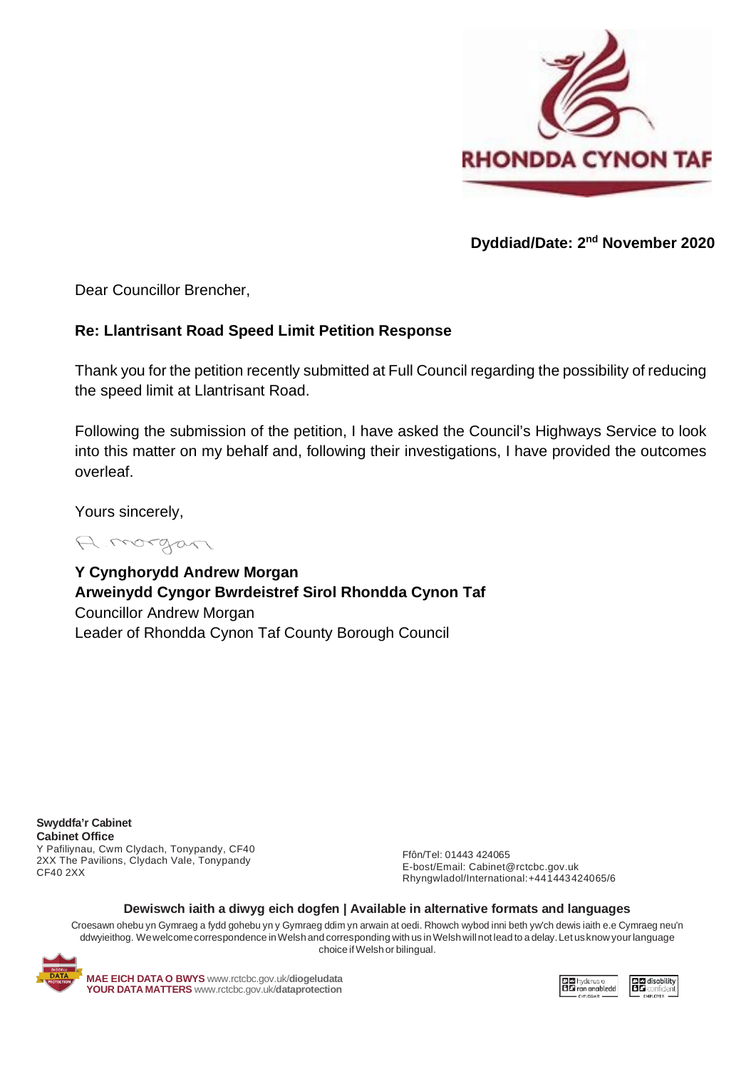RHONDDA CYNON TAF

**Dyddiad/Date: 2nd November 2020**

Dear Councillor Brencher,

**Re: Llantrisant Road Speed Limit Petition Response**

Thank you for the petition recently submitted at Full Council regarding the possibility of reducing the speed limit at Llantrisant Road.

Following the submission of the petition, I have asked the Council's Highways Service to look into this matter on my behalf and, following their investigations, I have provided the outcomes overleaf.

Yours sincerely,

A. Morgan

**Y Cynghorydd Andrew Morgan**
**Arweinydd Cyngor Bwrdeistref Sirol Rhondda Cynon Taf**
Councillor Andrew Morgan
Leader of Rhondda Cynon Taf County Borough Council

**Swyddfa'r Cabinet**
**Cabinet Office**
Y Pafiliynau, Cwm Clydach, Tonypandy, CF40 2XX The Pavilions, Clydach Vale, Tonypandy CF40 2XX

Ffôn/Tel: 01443 424065
E-bost/Email: Cabinet@rctcbc.gov.uk
Rhyngwladol/International:+441443424065/6

**Dewiswch iaith a diwyg eich dogfen | Available in alternative formats and languages**

Croesawn ohebu yn Gymraeg a fydd gohebu yn y Gymraeg ddim yn arwain at oedi. Rhowch wybod inni beth yw'ch dewis iaith e.e Cymraeg neu'n ddwyieithog. We welcome correspondence in Welsh and corresponding with us in Welsh will not lead to a delay. Let us know your language choice if Welsh or bilingual.

**MAE EICH DATA O BWYS** www.rctcbc.gov.uk/**diogeludata**
**YOUR DATA MATTERS** www.rctcbc.gov.uk/**dataprotection**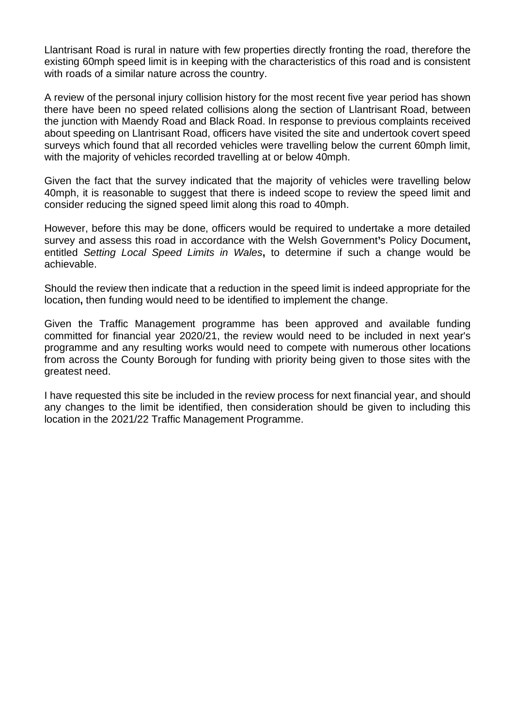Llantrisant Road is rural in nature with few properties directly fronting the road, therefore the existing 60mph speed limit is in keeping with the characteristics of this road and is consistent with roads of a similar nature across the country.

A review of the personal injury collision history for the most recent five year period has shown there have been no speed related collisions along the section of Llantrisant Road, between the junction with Maendy Road and Black Road. In response to previous complaints received about speeding on Llantrisant Road, officers have visited the site and undertook covert speed surveys which found that all recorded vehicles were travelling below the current 60mph limit, with the majority of vehicles recorded travelling at or below 40mph.

Given the fact that the survey indicated that the majority of vehicles were travelling below 40mph, it is reasonable to suggest that there is indeed scope to review the speed limit and consider reducing the signed speed limit along this road to 40mph.

However, before this may be done, officers would be required to undertake a more detailed survey and assess this road in accordance with the Welsh Government**'**s Policy Document**,** entitled *Setting Local Speed Limits in Wales***,** to determine if such a change would be achievable.

Should the review then indicate that a reduction in the speed limit is indeed appropriate for the location**,** then funding would need to be identified to implement the change.

Given the Traffic Management programme has been approved and available funding committed for financial year 2020/21, the review would need to be included in next year's programme and any resulting works would need to compete with numerous other locations from across the County Borough for funding with priority being given to those sites with the greatest need.

I have requested this site be included in the review process for next financial year, and should any changes to the limit be identified, then consideration should be given to including this location in the 2021/22 Traffic Management Programme.